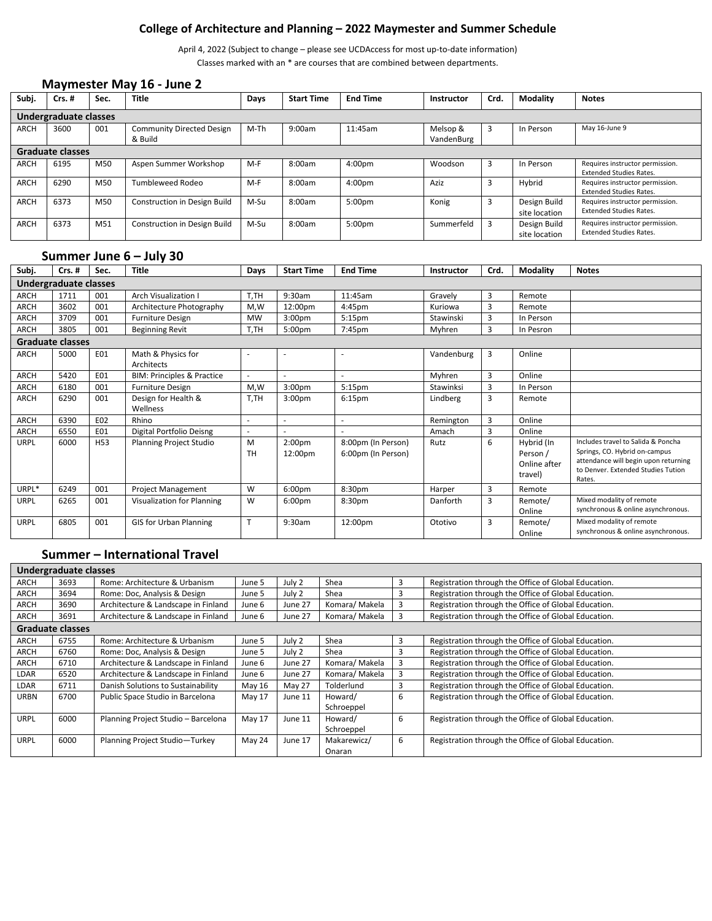# College of Architecture and Planning – 2022 Maymester and Summer Schedule

April 4, 2022 (Subject to change – please see UCDAccess for most up-to-date information)

Classes marked with an * are courses that are combined between departments.

## Maymester May 16 - June 2

| Subj. | Crs. # | Sec. | Title | Days | Start Time | End Time | Instructor | Crd. | Modality | Notes |
|---|---|---|---|---|---|---|---|---|---|---|
| **Undergraduate classes** | | | | | | | | | | |
| ARCH | 3600 | 001 | Community Directed Design & Build | M-Th | 9:00am | 11:45am | Melsop & VandenBurg | 3 | In Person | May 16-June 9 |
| **Graduate classes** | | | | | | | | | | |
| ARCH | 6195 | M50 | Aspen Summer Workshop | M-F | 8:00am | 4:00pm | Woodson | 3 | In Person | Requires instructor permission. Extended Studies Rates. |
| ARCH | 6290 | M50 | Tumbleweed Rodeo | M-F | 8:00am | 4:00pm | Aziz | 3 | Hybrid | Requires instructor permission. Extended Studies Rates. |
| ARCH | 6373 | M50 | Construction in Design Build | M-Su | 8:00am | 5:00pm | Konig | 3 | Design Build site location | Requires instructor permission. Extended Studies Rates. |
| ARCH | 6373 | M51 | Construction in Design Build | M-Su | 8:00am | 5:00pm | Summerfeld | 3 | Design Build site location | Requires instructor permission. Extended Studies Rates. |

## Summer June 6 – July 30

| Subj. | Crs. # | Sec. | Title | Days | Start Time | End Time | Instructor | Crd. | Modality | Notes |
|---|---|---|---|---|---|---|---|---|---|---|
| **Undergraduate classes** | | | | | | | | | | |
| ARCH | 1711 | 001 | Arch Visualization I | T,TH | 9:30am | 11:45am | Gravely | 3 | Remote | |
| ARCH | 3602 | 001 | Architecture Photography | M,W | 12:00pm | 4:45pm | Kuriowa | 3 | Remote | |
| ARCH | 3709 | 001 | Furniture Design | MW | 3:00pm | 5:15pm | Stawinski | 3 | In Person | |
| ARCH | 3805 | 001 | Beginning Revit | T,TH | 5:00pm | 7:45pm | Myhren | 3 | In Pesron | |
| **Graduate classes** | | | | | | | | | | |
| ARCH | 5000 | E01 | Math & Physics for Architects | - | - | - | Vandenburg | 3 | Online | |
| ARCH | 5420 | E01 | BIM: Principles & Practice | - | - | - | Myhren | 3 | Online | |
| ARCH | 6180 | 001 | Furniture Design | M,W | 3:00pm | 5:15pm | Stawinksi | 3 | In Person | |
| ARCH | 6290 | 001 | Design for Health & Wellness | T,TH | 3:00pm | 6:15pm | Lindberg | 3 | Remote | |
| ARCH | 6390 | E02 | Rhino | - | - | - | Remington | 3 | Online | |
| ARCH | 6550 | E01 | Digital Portfolio Deisng | - | - | - | Amach | 3 | Online | |
| URPL | 6000 | H53 | Planning Project Studio | M<br>TH | 2:00pm<br>12:00pm | 8:00pm (In Person)<br>6:00pm (In Person) | Rutz | 6 | Hybrid (In Person / Online after travel) | Includes travel to Salida & Poncha Springs, CO. Hybrid on-campus attendance will begin upon returning to Denver. Extended Studies Tution Rates. |
| URPL* | 6249 | 001 | Project Management | W | 6:00pm | 8:30pm | Harper | 3 | Remote | |
| URPL | 6265 | 001 | Visualization for Planning | W | 6:00pm | 8:30pm | Danforth | 3 | Remote/ Online | Mixed modality of remote synchronous & online asynchronous. |
| URPL | 6805 | 001 | GIS for Urban Planning | T | 9:30am | 12:00pm | Ototivo | 3 | Remote/ Online | Mixed modality of remote synchronous & online asynchronous. |

## Summer – International Travel

| | | | | | | | |
|---|---|---|---|---|---|---|---|
| **Undergraduate classes** | | | | | | | |
| ARCH | 3693 | Rome: Architecture & Urbanism | June 5 | July 2 | Shea | 3 | Registration through the Office of Global Education. |
| ARCH | 3694 | Rome: Doc, Analysis & Design | June 5 | July 2 | Shea | 3 | Registration through the Office of Global Education. |
| ARCH | 3690 | Architecture & Landscape in Finland | June 6 | June 27 | Komara/ Makela | 3 | Registration through the Office of Global Education. |
| ARCH | 3691 | Architecture & Landscape in Finland | June 6 | June 27 | Komara/ Makela | 3 | Registration through the Office of Global Education. |
| **Graduate classes** | | | | | | | |
| ARCH | 6755 | Rome: Architecture & Urbanism | June 5 | July 2 | Shea | 3 | Registration through the Office of Global Education. |
| ARCH | 6760 | Rome: Doc, Analysis & Design | June 5 | July 2 | Shea | 3 | Registration through the Office of Global Education. |
| ARCH | 6710 | Architecture & Landscape in Finland | June 6 | June 27 | Komara/ Makela | 3 | Registration through the Office of Global Education. |
| LDAR | 6520 | Architecture & Landscape in Finland | June 6 | June 27 | Komara/ Makela | 3 | Registration through the Office of Global Education. |
| LDAR | 6711 | Danish Solutions to Sustainability | May 16 | May 27 | Tolderlund | 3 | Registration through the Office of Global Education. |
| URBN | 6700 | Public Space Studio in Barcelona | May 17 | June 11 | Howard/ Schroeppel | 6 | Registration through the Office of Global Education. |
| URPL | 6000 | Planning Project Studio – Barcelona | May 17 | June 11 | Howard/ Schroeppel | 6 | Registration through the Office of Global Education. |
| URPL | 6000 | Planning Project Studio—Turkey | May 24 | June 17 | Makarewicz/ Onaran | 6 | Registration through the Office of Global Education. |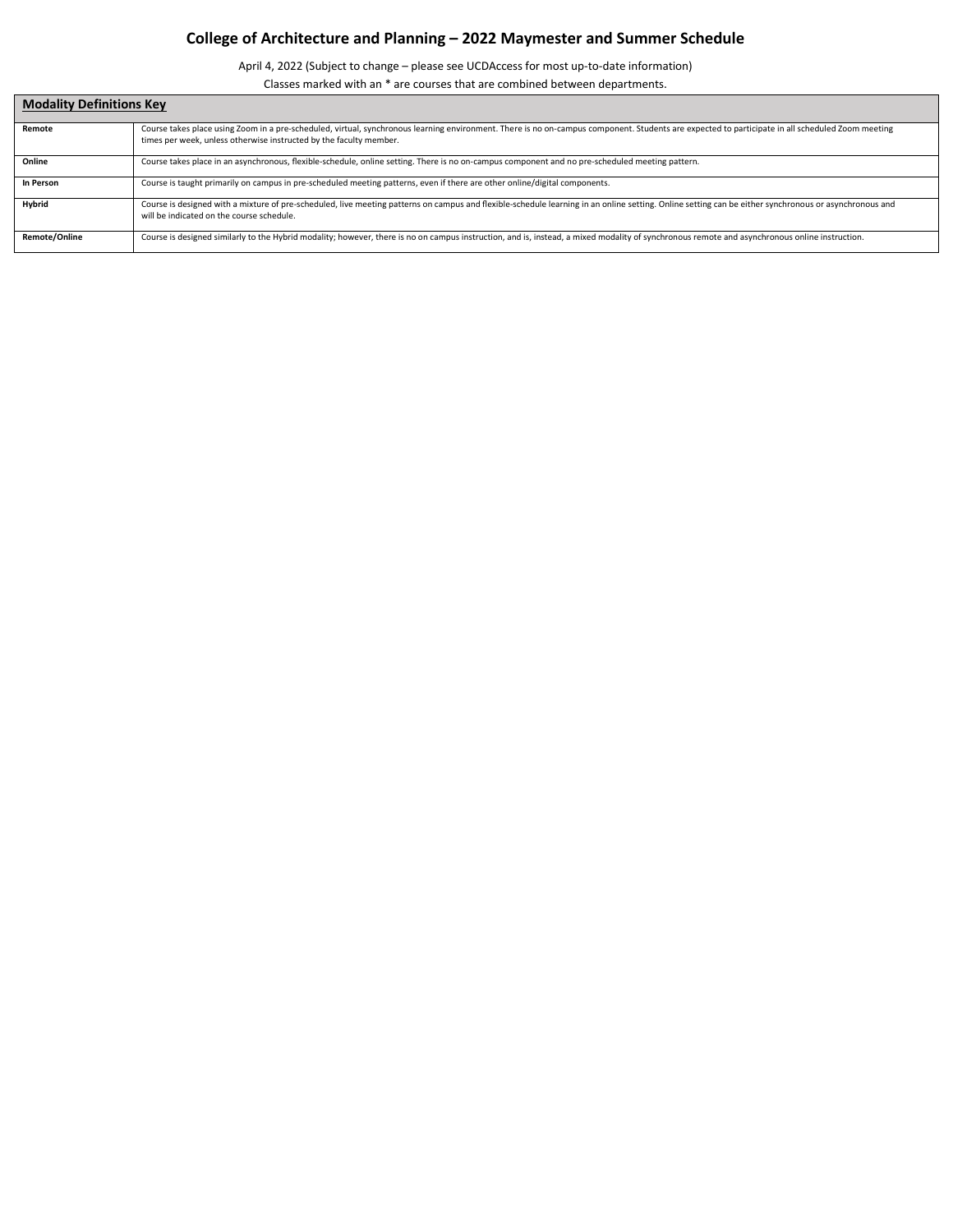# College of Architecture and Planning – 2022 Maymester and Summer Schedule

April 4, 2022 (Subject to change – please see UCDAccess for most up-to-date information)

Classes marked with an * are courses that are combined between departments.

| **Modality Definitions Key** | |
|---|---|
| **Remote** | Course takes place using Zoom in a pre-scheduled, virtual, synchronous learning environment. There is no on-campus component. Students are expected to participate in all scheduled Zoom meeting times per week, unless otherwise instructed by the faculty member. |
| **Online** | Course takes place in an asynchronous, flexible-schedule, online setting. There is no on-campus component and no pre-scheduled meeting pattern. |
| **In Person** | Course is taught primarily on campus in pre-scheduled meeting patterns, even if there are other online/digital components. |
| **Hybrid** | Course is designed with a mixture of pre-scheduled, live meeting patterns on campus and flexible-schedule learning in an online setting. Online setting can be either synchronous or asynchronous and will be indicated on the course schedule. |
| **Remote/Online** | Course is designed similarly to the Hybrid modality; however, there is no on campus instruction, and is, instead, a mixed modality of synchronous remote and asynchronous online instruction. |